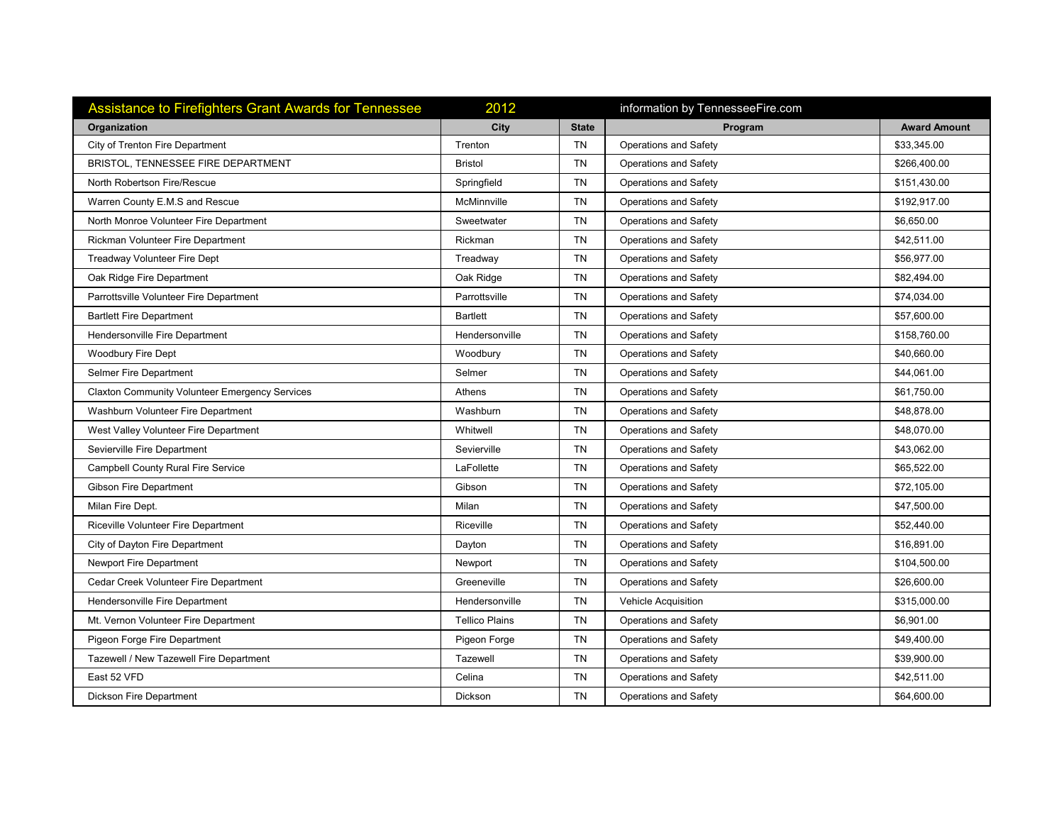| Assistance to Firefighters Grant Awards for Tennessee | 2012 | | information by TennesseeFire.com | |
|---|---|---|---|---|
| **Organization** | **City** | **State** | **Program** | **Award Amount** |
| City of Trenton Fire Department | Trenton | TN | Operations and Safety | $33,345.00 |
| BRISTOL, TENNESSEE FIRE DEPARTMENT | Bristol | TN | Operations and Safety | $266,400.00 |
| North Robertson Fire/Rescue | Springfield | TN | Operations and Safety | $151,430.00 |
| Warren County E.M.S and Rescue | McMinnville | TN | Operations and Safety | $192,917.00 |
| North Monroe Volunteer Fire Department | Sweetwater | TN | Operations and Safety | $6,650.00 |
| Rickman Volunteer Fire Department | Rickman | TN | Operations and Safety | $42,511.00 |
| Treadway Volunteer Fire Dept | Treadway | TN | Operations and Safety | $56,977.00 |
| Oak Ridge Fire Department | Oak Ridge | TN | Operations and Safety | $82,494.00 |
| Parrottsville Volunteer Fire Department | Parrottsville | TN | Operations and Safety | $74,034.00 |
| Bartlett Fire Department | Bartlett | TN | Operations and Safety | $57,600.00 |
| Hendersonville Fire Department | Hendersonville | TN | Operations and Safety | $158,760.00 |
| Woodbury Fire Dept | Woodbury | TN | Operations and Safety | $40,660.00 |
| Selmer Fire Department | Selmer | TN | Operations and Safety | $44,061.00 |
| Claxton Community Volunteer Emergency Services | Athens | TN | Operations and Safety | $61,750.00 |
| Washburn Volunteer Fire Department | Washburn | TN | Operations and Safety | $48,878.00 |
| West Valley Volunteer Fire Department | Whitwell | TN | Operations and Safety | $48,070.00 |
| Sevierville Fire Department | Sevierville | TN | Operations and Safety | $43,062.00 |
| Campbell County Rural Fire Service | LaFollette | TN | Operations and Safety | $65,522.00 |
| Gibson Fire Department | Gibson | TN | Operations and Safety | $72,105.00 |
| Milan Fire Dept. | Milan | TN | Operations and Safety | $47,500.00 |
| Riceville Volunteer Fire Department | Riceville | TN | Operations and Safety | $52,440.00 |
| City of Dayton Fire Department | Dayton | TN | Operations and Safety | $16,891.00 |
| Newport Fire Department | Newport | TN | Operations and Safety | $104,500.00 |
| Cedar Creek Volunteer Fire Department | Greeneville | TN | Operations and Safety | $26,600.00 |
| Hendersonville Fire Department | Hendersonville | TN | Vehicle Acquisition | $315,000.00 |
| Mt. Vernon Volunteer Fire Department | Tellico Plains | TN | Operations and Safety | $6,901.00 |
| Pigeon Forge Fire Department | Pigeon Forge | TN | Operations and Safety | $49,400.00 |
| Tazewell / New Tazewell Fire Department | Tazewell | TN | Operations and Safety | $39,900.00 |
| East 52 VFD | Celina | TN | Operations and Safety | $42,511.00 |
| Dickson Fire Department | Dickson | TN | Operations and Safety | $64,600.00 |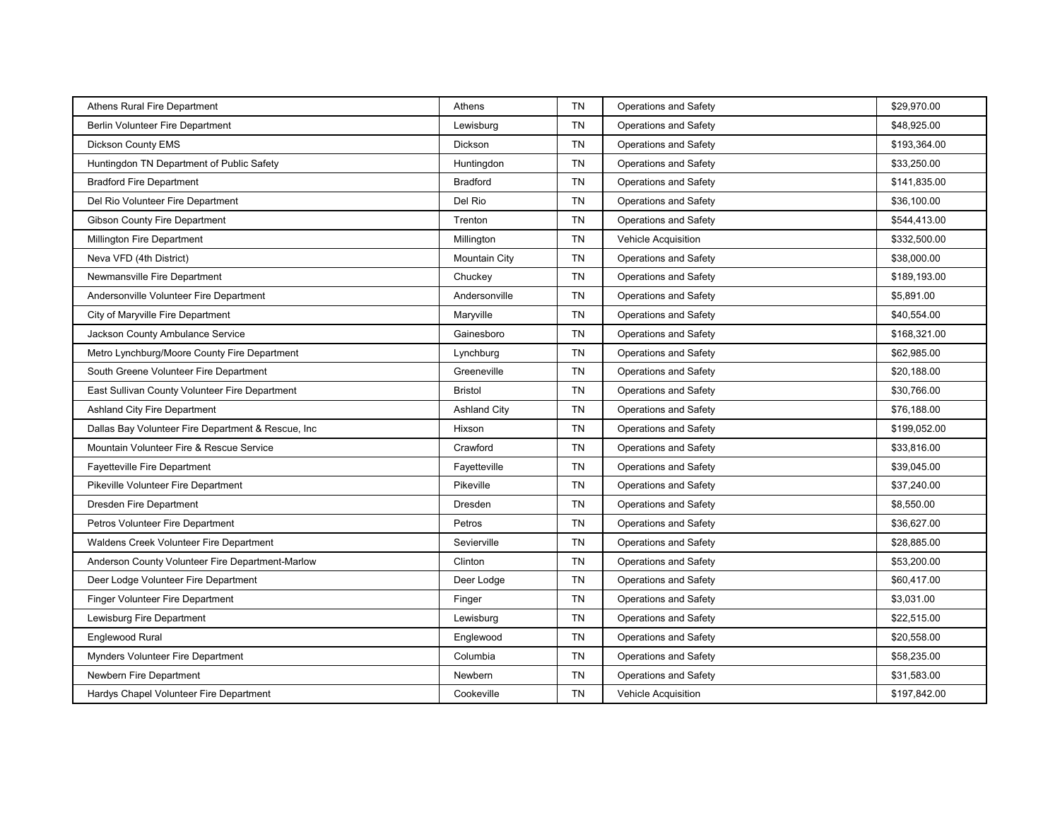| | | | | |
|---|---|---|---|---|
| Athens Rural Fire Department | Athens | TN | Operations and Safety | $29,970.00 |
| Berlin Volunteer Fire Department | Lewisburg | TN | Operations and Safety | $48,925.00 |
| Dickson County EMS | Dickson | TN | Operations and Safety | $193,364.00 |
| Huntingdon TN Department of Public Safety | Huntingdon | TN | Operations and Safety | $33,250.00 |
| Bradford Fire Department | Bradford | TN | Operations and Safety | $141,835.00 |
| Del Rio Volunteer Fire Department | Del Rio | TN | Operations and Safety | $36,100.00 |
| Gibson County Fire Department | Trenton | TN | Operations and Safety | $544,413.00 |
| Millington Fire Department | Millington | TN | Vehicle Acquisition | $332,500.00 |
| Neva VFD (4th District) | Mountain City | TN | Operations and Safety | $38,000.00 |
| Newmansville Fire Department | Chuckey | TN | Operations and Safety | $189,193.00 |
| Andersonville Volunteer Fire Department | Andersonville | TN | Operations and Safety | $5,891.00 |
| City of Maryville Fire Department | Maryville | TN | Operations and Safety | $40,554.00 |
| Jackson County Ambulance Service | Gainesboro | TN | Operations and Safety | $168,321.00 |
| Metro Lynchburg/Moore County Fire Department | Lynchburg | TN | Operations and Safety | $62,985.00 |
| South Greene Volunteer Fire Department | Greeneville | TN | Operations and Safety | $20,188.00 |
| East Sullivan County Volunteer Fire Department | Bristol | TN | Operations and Safety | $30,766.00 |
| Ashland City Fire Department | Ashland City | TN | Operations and Safety | $76,188.00 |
| Dallas Bay Volunteer Fire Department & Rescue, Inc | Hixson | TN | Operations and Safety | $199,052.00 |
| Mountain Volunteer Fire & Rescue Service | Crawford | TN | Operations and Safety | $33,816.00 |
| Fayetteville Fire Department | Fayetteville | TN | Operations and Safety | $39,045.00 |
| Pikeville Volunteer Fire Department | Pikeville | TN | Operations and Safety | $37,240.00 |
| Dresden Fire Department | Dresden | TN | Operations and Safety | $8,550.00 |
| Petros Volunteer Fire Department | Petros | TN | Operations and Safety | $36,627.00 |
| Waldens Creek Volunteer Fire Department | Sevierville | TN | Operations and Safety | $28,885.00 |
| Anderson County Volunteer Fire Department-Marlow | Clinton | TN | Operations and Safety | $53,200.00 |
| Deer Lodge Volunteer Fire Department | Deer Lodge | TN | Operations and Safety | $60,417.00 |
| Finger Volunteer Fire Department | Finger | TN | Operations and Safety | $3,031.00 |
| Lewisburg Fire Department | Lewisburg | TN | Operations and Safety | $22,515.00 |
| Englewood Rural | Englewood | TN | Operations and Safety | $20,558.00 |
| Mynders Volunteer Fire Department | Columbia | TN | Operations and Safety | $58,235.00 |
| Newbern Fire Department | Newbern | TN | Operations and Safety | $31,583.00 |
| Hardys Chapel Volunteer Fire Department | Cookeville | TN | Vehicle Acquisition | $197,842.00 |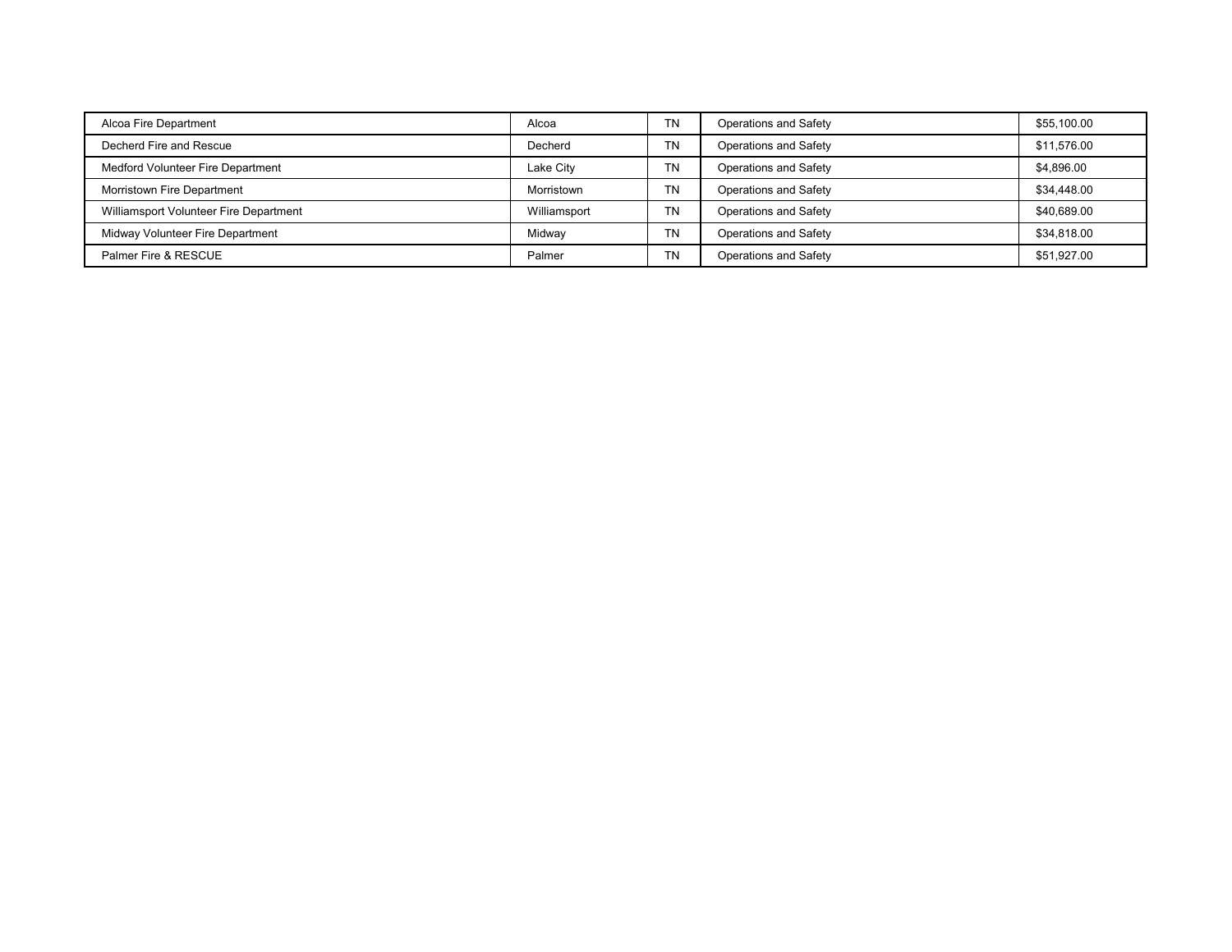| | | | | |
|---|---|---|---|---|
| Alcoa Fire Department | Alcoa | TN | Operations and Safety | $55,100.00 |
| Decherd Fire and Rescue | Decherd | TN | Operations and Safety | $11,576.00 |
| Medford Volunteer Fire Department | Lake City | TN | Operations and Safety | $4,896.00 |
| Morristown Fire Department | Morristown | TN | Operations and Safety | $34,448.00 |
| Williamsport Volunteer Fire Department | Williamsport | TN | Operations and Safety | $40,689.00 |
| Midway Volunteer Fire Department | Midway | TN | Operations and Safety | $34,818.00 |
| Palmer Fire & RESCUE | Palmer | TN | Operations and Safety | $51,927.00 |